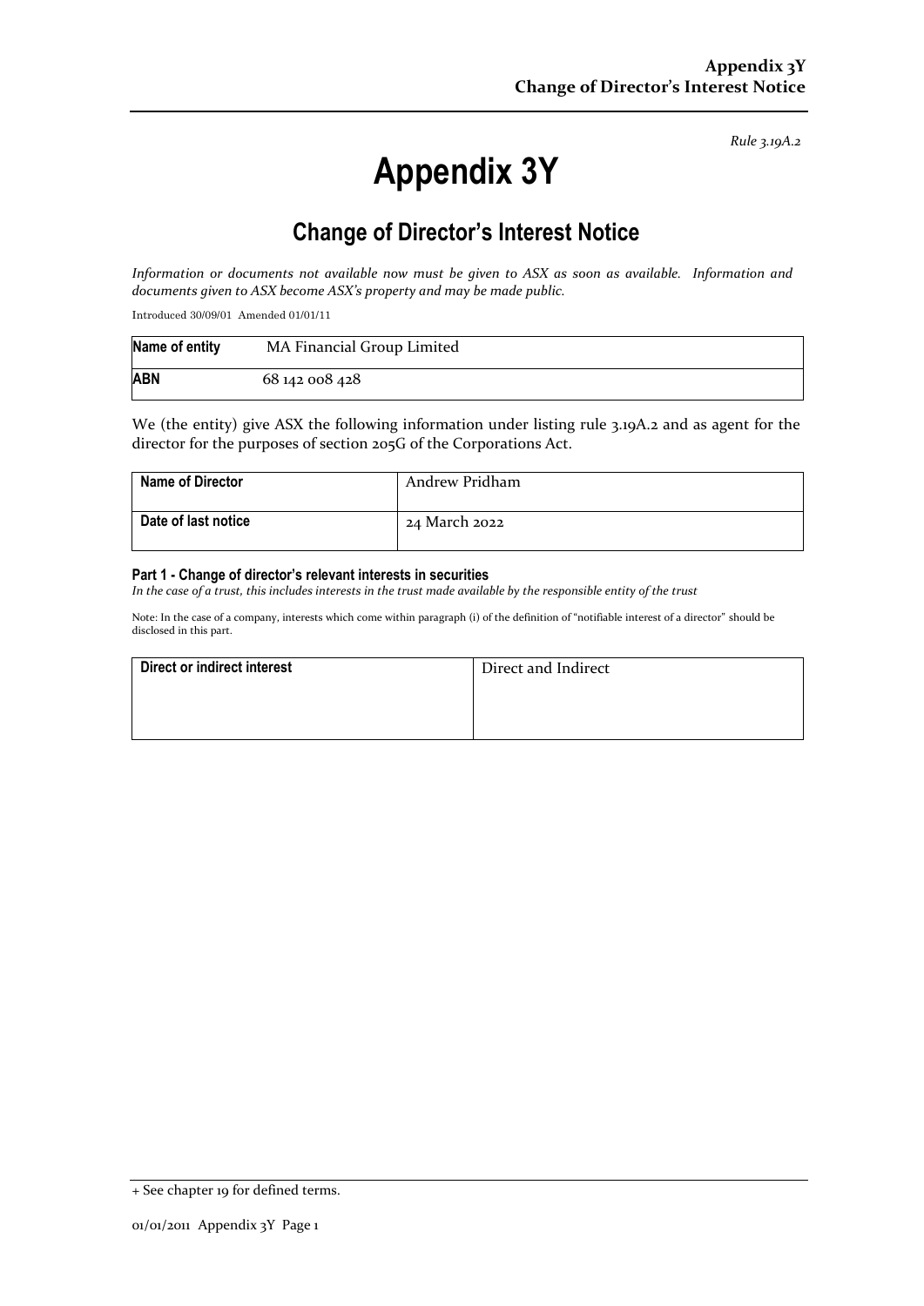*Rule 3.19A.2*

# Appendix 3Y

## Change of Director's Interest Notice

*Information or documents not available now must be given to ASX as soon as available. Information and documents given to ASX become ASX's property and may be made public.*

Introduced 30/09/01 Amended 01/01/11

| **Name of entity** | MA Financial Group Limited |
|---|---|
| **ABN** | 68 142 008 428 |

We (the entity) give ASX the following information under listing rule 3.19A.2 and as agent for the director for the purposes of section 205G of the Corporations Act.

| **Name of Director** | Andrew Pridham |
|---|---|
| **Date of last notice** | 24 March 2022 |

#### Part 1 - Change of director's relevant interests in securities

*In the case of a trust, this includes interests in the trust made available by the responsible entity of the trust*

Note: In the case of a company, interests which come within paragraph (i) of the definition of "notifiable interest of a director" should be disclosed in this part.

| **Direct or indirect interest** | Direct and Indirect |
|---|---|

+ See chapter 19 for defined terms.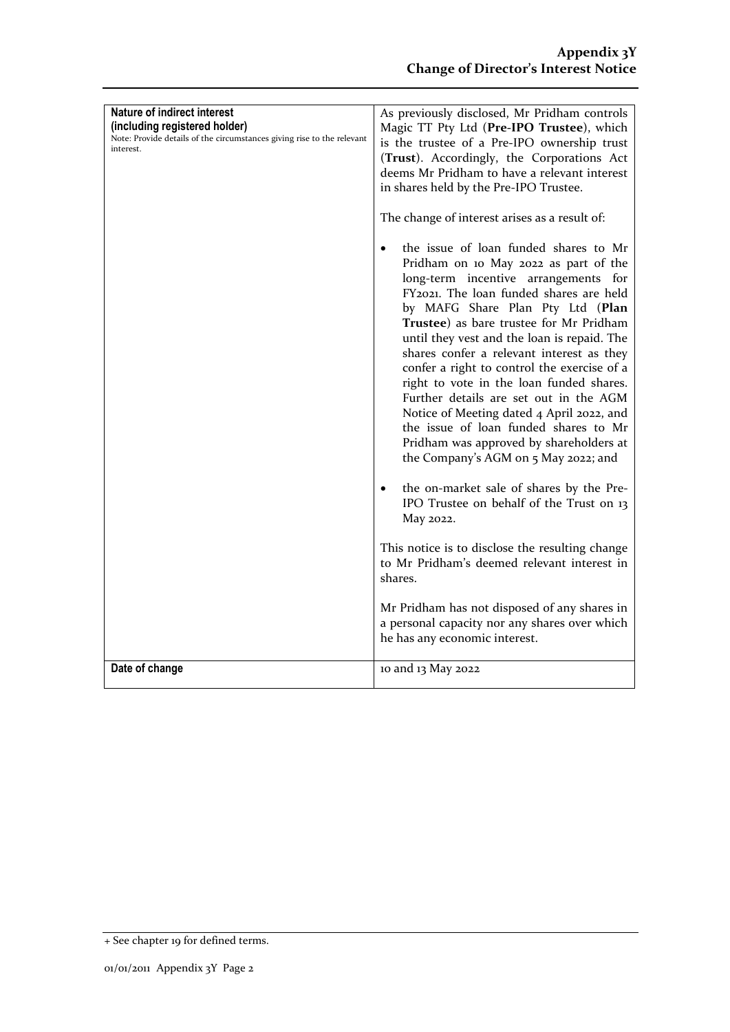| Nature of indirect interest (including registered holder)<br>Note: Provide details of the circumstances giving rise to the relevant interest. | As previously disclosed, Mr Pridham controls Magic TT Pty Ltd (**Pre-IPO Trustee**), which is the trustee of a Pre-IPO ownership trust (**Trust**). Accordingly, the Corporations Act deems Mr Pridham to have a relevant interest in shares held by the Pre-IPO Trustee.<br><br>The change of interest arises as a result of:<br><br>• the issue of loan funded shares to Mr Pridham on 10 May 2022 as part of the long-term incentive arrangements for FY2021. The loan funded shares are held by MAFG Share Plan Pty Ltd (**Plan Trustee**) as bare trustee for Mr Pridham until they vest and the loan is repaid. The shares confer a relevant interest as they confer a right to control the exercise of a right to vote in the loan funded shares. Further details are set out in the AGM Notice of Meeting dated 4 April 2022, and the issue of loan funded shares to Mr Pridham was approved by shareholders at the Company's AGM on 5 May 2022; and<br><br>• the on-market sale of shares by the Pre-IPO Trustee on behalf of the Trust on 13 May 2022.<br><br>This notice is to disclose the resulting change to Mr Pridham's deemed relevant interest in shares.<br><br>Mr Pridham has not disposed of any shares in a personal capacity nor any shares over which he has any economic interest. |
|---|---|
| **Date of change** | 10 and 13 May 2022 |

+ See chapter 19 for defined terms.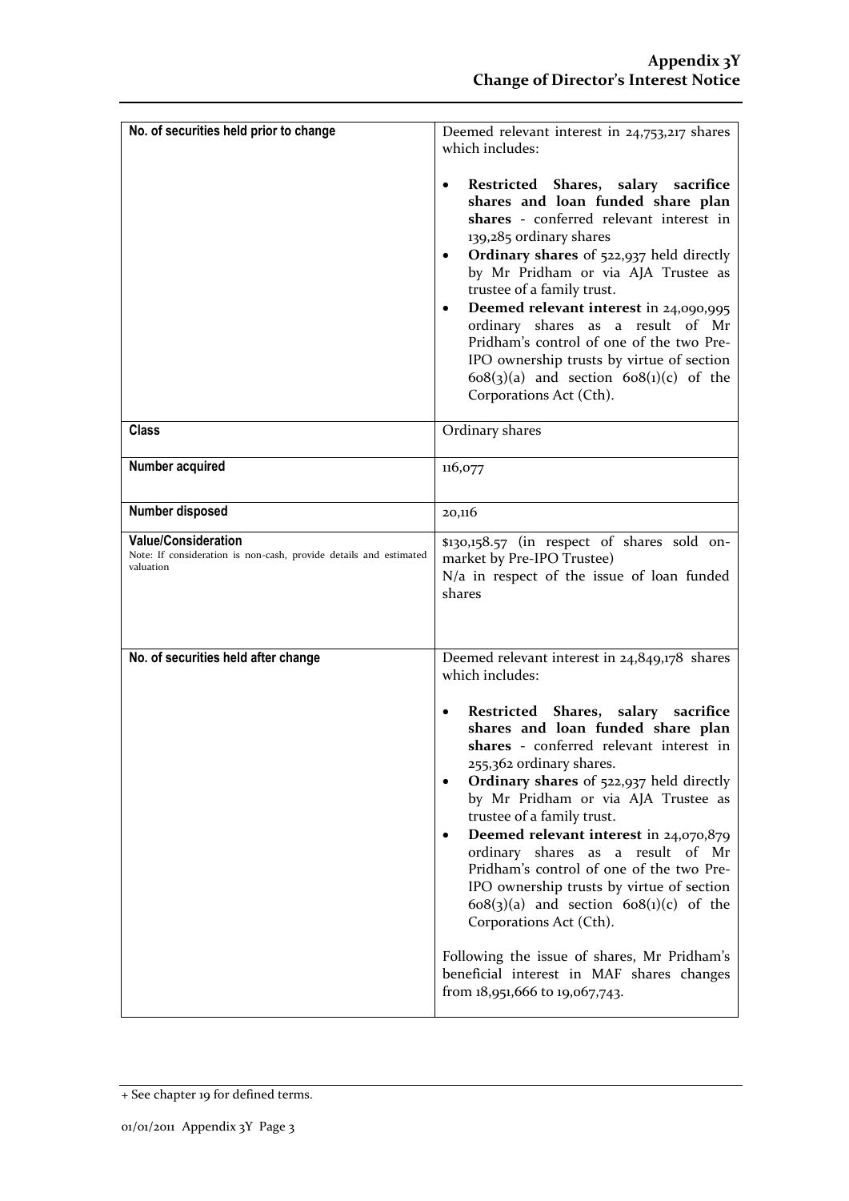| No. of securities held prior to change | Deemed relevant interest in 24,753,217 shares which includes:<br><br>• **Restricted Shares, salary sacrifice shares and loan funded share plan shares** - conferred relevant interest in 139,285 ordinary shares<br>• **Ordinary shares** of 522,937 held directly by Mr Pridham or via AJA Trustee as trustee of a family trust.<br>• **Deemed relevant interest** in 24,090,995 ordinary shares as a result of Mr Pridham's control of one of the two Pre-IPO ownership trusts by virtue of section 608(3)(a) and section 608(1)(c) of the Corporations Act (Cth). |
|---|---|
| **Class** | Ordinary shares |
| **Number acquired** | 116,077 |
| **Number disposed** | 20,116 |
| **Value/Consideration**<br>Note: If consideration is non-cash, provide details and estimated valuation | $130,158.57 (in respect of shares sold on-market by Pre-IPO Trustee)<br>N/a in respect of the issue of loan funded shares |
| **No. of securities held after change** | Deemed relevant interest in 24,849,178 shares which includes:<br><br>• **Restricted Shares, salary sacrifice shares and loan funded share plan shares** - conferred relevant interest in 255,362 ordinary shares.<br>• **Ordinary shares** of 522,937 held directly by Mr Pridham or via AJA Trustee as trustee of a family trust.<br>• **Deemed relevant interest** in 24,070,879 ordinary shares as a result of Mr Pridham's control of one of the two Pre-IPO ownership trusts by virtue of section 608(3)(a) and section 608(1)(c) of the Corporations Act (Cth).<br><br>Following the issue of shares, Mr Pridham's beneficial interest in MAF shares changes from 18,951,666 to 19,067,743. |

+ See chapter 19 for defined terms.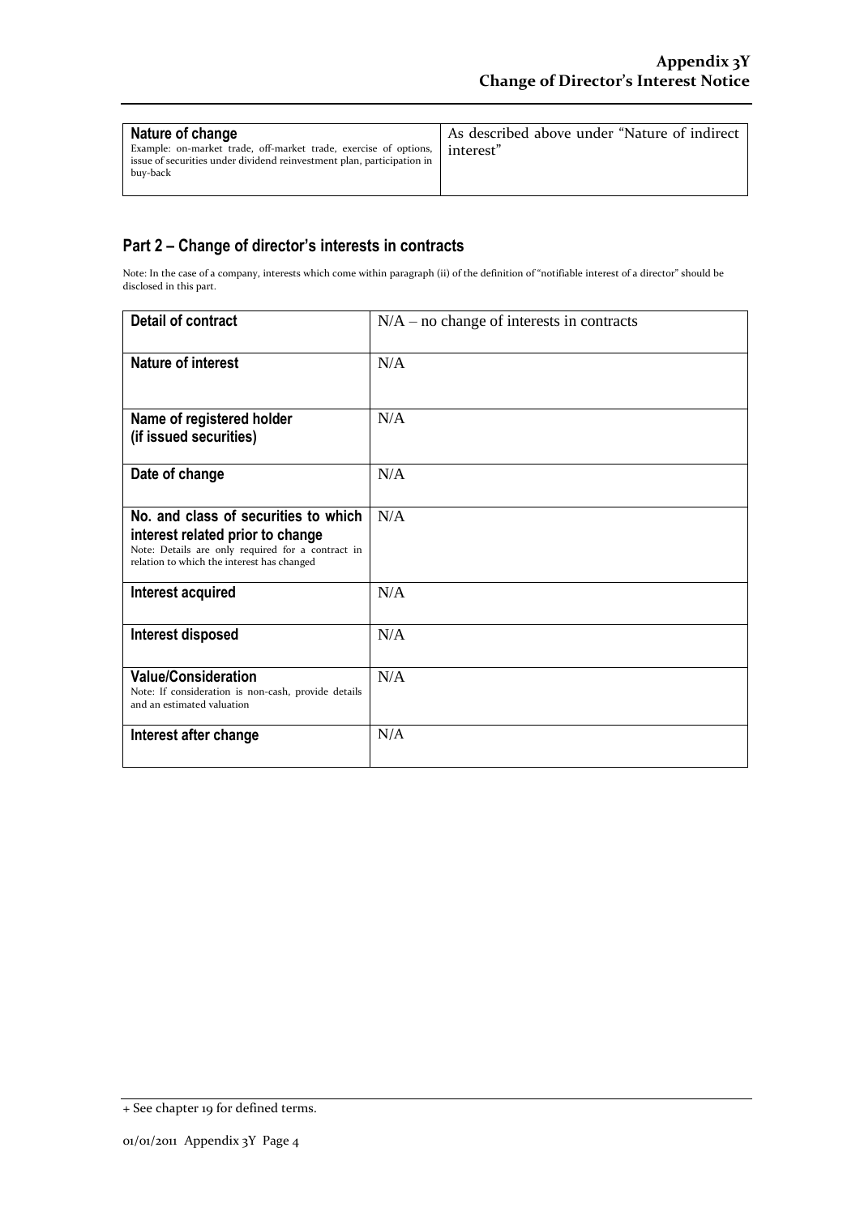| Nature of change<br>Example: on-market trade, off-market trade, exercise of options, issue of securities under dividend reinvestment plan, participation in buy-back | As described above under "Nature of indirect interest" |
|---|---|

## Part 2 – Change of director's interests in contracts

Note: In the case of a company, interests which come within paragraph (ii) of the definition of "notifiable interest of a director" should be disclosed in this part.

| **Detail of contract** | N/A – no change of interests in contracts |
|---|---|
| **Nature of interest** | N/A |
| **Name of registered holder (if issued securities)** | N/A |
| **Date of change** | N/A |
| **No. and class of securities to which interest related prior to change**<br>Note: Details are only required for a contract in relation to which the interest has changed | N/A |
| **Interest acquired** | N/A |
| **Interest disposed** | N/A |
| **Value/Consideration**<br>Note: If consideration is non-cash, provide details and an estimated valuation | N/A |
| **Interest after change** | N/A |

+ See chapter 19 for defined terms.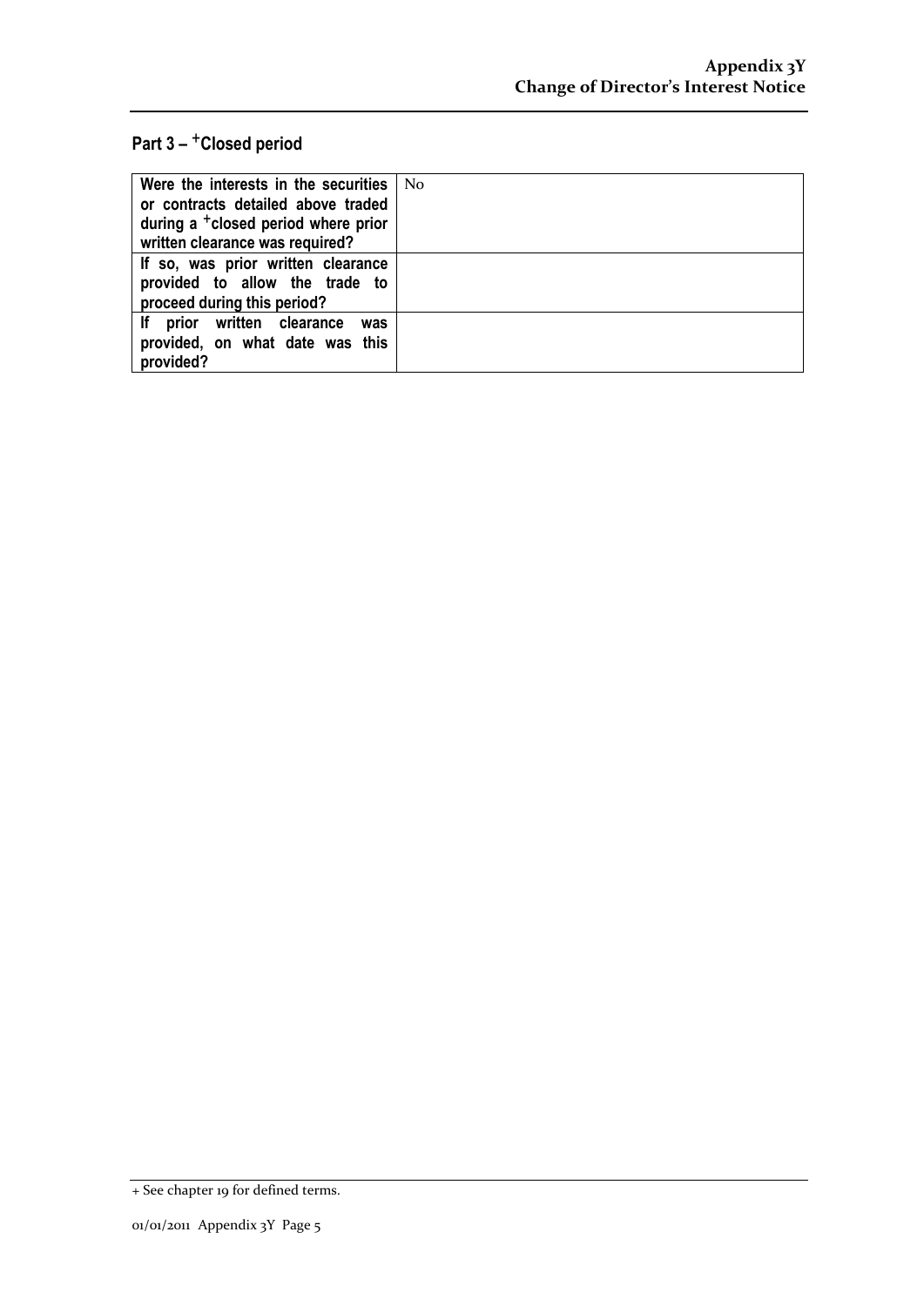## Part 3 – +Closed period

| | |
|---|---|
| **Were the interests in the securities or contracts detailed above traded during a +closed period where prior written clearance was required?** | No |
| **If so, was prior written clearance provided to allow the trade to proceed during this period?** | |
| **If prior written clearance was provided, on what date was this provided?** | |

+ See chapter 19 for defined terms.